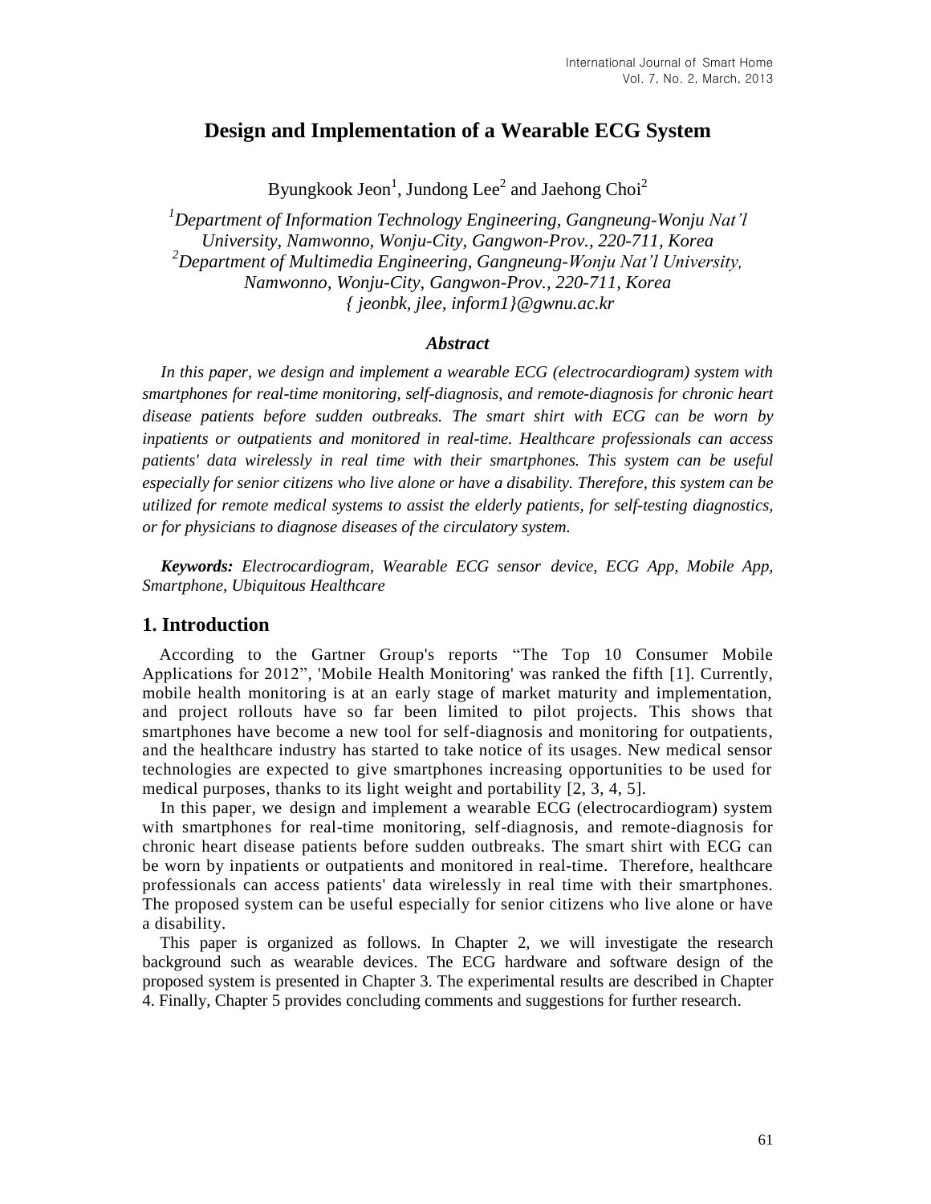# Design and Implementation of a Wearable ECG System

Byungkook Jeon[1], Jundong Lee[2] and Jaehong Choi[2]

*[1]Department of Information Technology Engineering, Gangneung-Wonju Nat'l University, Namwonno, Wonju-City, Gangwon-Prov., 220-711, Korea*
*[2]Department of Multimedia Engineering, Gangneung-Wonju Nat'l University, Namwonno, Wonju-City, Gangwon-Prov., 220-711, Korea*
*{ jeonbk, jlee, inform1}@gwnu.ac.kr*

### *Abstract*

*In this paper, we design and implement a wearable ECG (electrocardiogram) system with smartphones for real-time monitoring, self-diagnosis, and remote-diagnosis for chronic heart disease patients before sudden outbreaks. The smart shirt with ECG can be worn by inpatients or outpatients and monitored in real-time. Healthcare professionals can access patients' data wirelessly in real time with their smartphones. This system can be useful especially for senior citizens who live alone or have a disability. Therefore, this system can be utilized for remote medical systems to assist the elderly patients, for self-testing diagnostics, or for physicians to diagnose diseases of the circulatory system.*

***Keywords:*** *Electrocardiogram, Wearable ECG sensor device, ECG App, Mobile App, Smartphone, Ubiquitous Healthcare*

## 1. Introduction

According to the Gartner Group's reports "The Top 10 Consumer Mobile Applications for 2012", 'Mobile Health Monitoring' was ranked the fifth [1]. Currently, mobile health monitoring is at an early stage of market maturity and implementation, and project rollouts have so far been limited to pilot projects. This shows that smartphones have become a new tool for self-diagnosis and monitoring for outpatients, and the healthcare industry has started to take notice of its usages. New medical sensor technologies are expected to give smartphones increasing opportunities to be used for medical purposes, thanks to its light weight and portability [2, 3, 4, 5].

In this paper, we design and implement a wearable ECG (electrocardiogram) system with smartphones for real-time monitoring, self-diagnosis, and remote-diagnosis for chronic heart disease patients before sudden outbreaks. The smart shirt with ECG can be worn by inpatients or outpatients and monitored in real-time. Therefore, healthcare professionals can access patients' data wirelessly in real time with their smartphones. The proposed system can be useful especially for senior citizens who live alone or have a disability.

This paper is organized as follows. In Chapter 2, we will investigate the research background such as wearable devices. The ECG hardware and software design of the proposed system is presented in Chapter 3. The experimental results are described in Chapter 4. Finally, Chapter 5 provides concluding comments and suggestions for further research.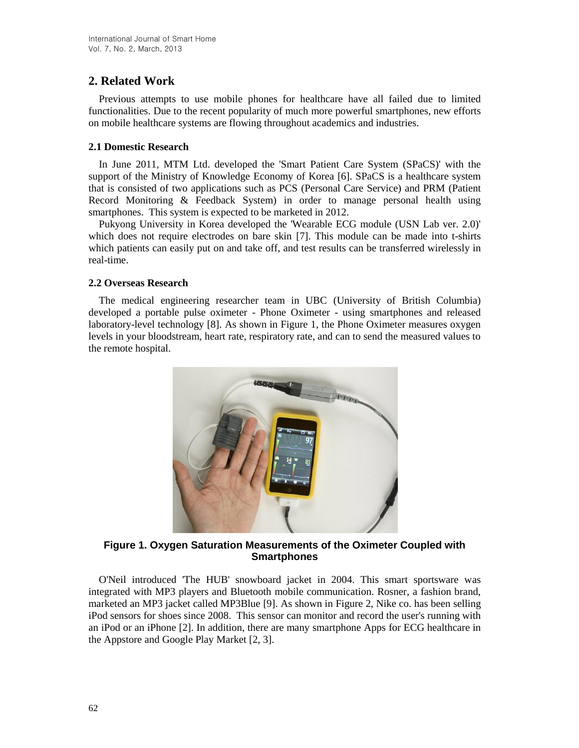## 2. Related Work

Previous attempts to use mobile phones for healthcare have all failed due to limited functionalities. Due to the recent popularity of much more powerful smartphones, new efforts on mobile healthcare systems are flowing throughout academics and industries.

### 2.1 Domestic Research

In June 2011, MTM Ltd. developed the 'Smart Patient Care System (SPaCS)' with the support of the Ministry of Knowledge Economy of Korea [6]. SPaCS is a healthcare system that is consisted of two applications such as PCS (Personal Care Service) and PRM (Patient Record Monitoring & Feedback System) in order to manage personal health using smartphones. This system is expected to be marketed in 2012.

Pukyong University in Korea developed the 'Wearable ECG module (USN Lab ver. 2.0)' which does not require electrodes on bare skin [7]. This module can be made into t-shirts which patients can easily put on and take off, and test results can be transferred wirelessly in real-time.

### 2.2 Overseas Research

The medical engineering researcher team in UBC (University of British Columbia) developed a portable pulse oximeter - Phone Oximeter - using smartphones and released laboratory-level technology [8]. As shown in Figure 1, the Phone Oximeter measures oxygen levels in your bloodstream, heart rate, respiratory rate, and can to send the measured values to the remote hospital.

**Figure 1. Oxygen Saturation Measurements of the Oximeter Coupled with Smartphones**

O'Neil introduced 'The HUB' snowboard jacket in 2004. This smart sportsware was integrated with MP3 players and Bluetooth mobile communication. Rosner, a fashion brand, marketed an MP3 jacket called MP3Blue [9]. As shown in Figure 2, Nike co. has been selling iPod sensors for shoes since 2008. This sensor can monitor and record the user's running with an iPod or an iPhone [2]. In addition, there are many smartphone Apps for ECG healthcare in the Appstore and Google Play Market [2, 3].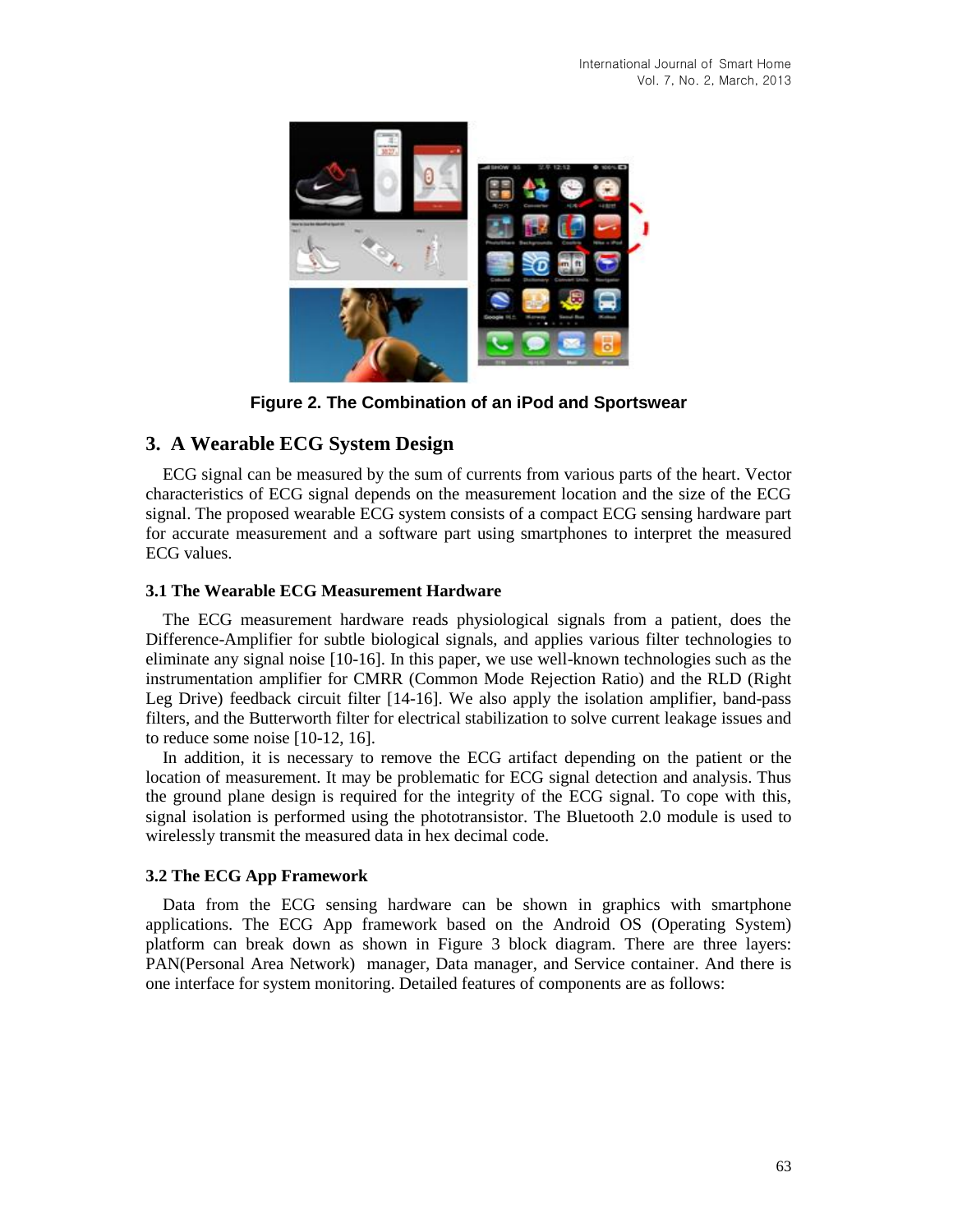Figure 2. The Combination of an iPod and Sportswear

## 3. A Wearable ECG System Design

ECG signal can be measured by the sum of currents from various parts of the heart. Vector characteristics of ECG signal depends on the measurement location and the size of the ECG signal. The proposed wearable ECG system consists of a compact ECG sensing hardware part for accurate measurement and a software part using smartphones to interpret the measured ECG values.

### 3.1 The Wearable ECG Measurement Hardware

The ECG measurement hardware reads physiological signals from a patient, does the Difference-Amplifier for subtle biological signals, and applies various filter technologies to eliminate any signal noise [10-16]. In this paper, we use well-known technologies such as the instrumentation amplifier for CMRR (Common Mode Rejection Ratio) and the RLD (Right Leg Drive) feedback circuit filter [14-16]. We also apply the isolation amplifier, band-pass filters, and the Butterworth filter for electrical stabilization to solve current leakage issues and to reduce some noise [10-12, 16].

In addition, it is necessary to remove the ECG artifact depending on the patient or the location of measurement. It may be problematic for ECG signal detection and analysis. Thus the ground plane design is required for the integrity of the ECG signal. To cope with this, signal isolation is performed using the phototransistor. The Bluetooth 2.0 module is used to wirelessly transmit the measured data in hex decimal code.

### 3.2 The ECG App Framework

Data from the ECG sensing hardware can be shown in graphics with smartphone applications. The ECG App framework based on the Android OS (Operating System) platform can break down as shown in Figure 3 block diagram. There are three layers: PAN(Personal Area Network) manager, Data manager, and Service container. And there is one interface for system monitoring. Detailed features of components are as follows: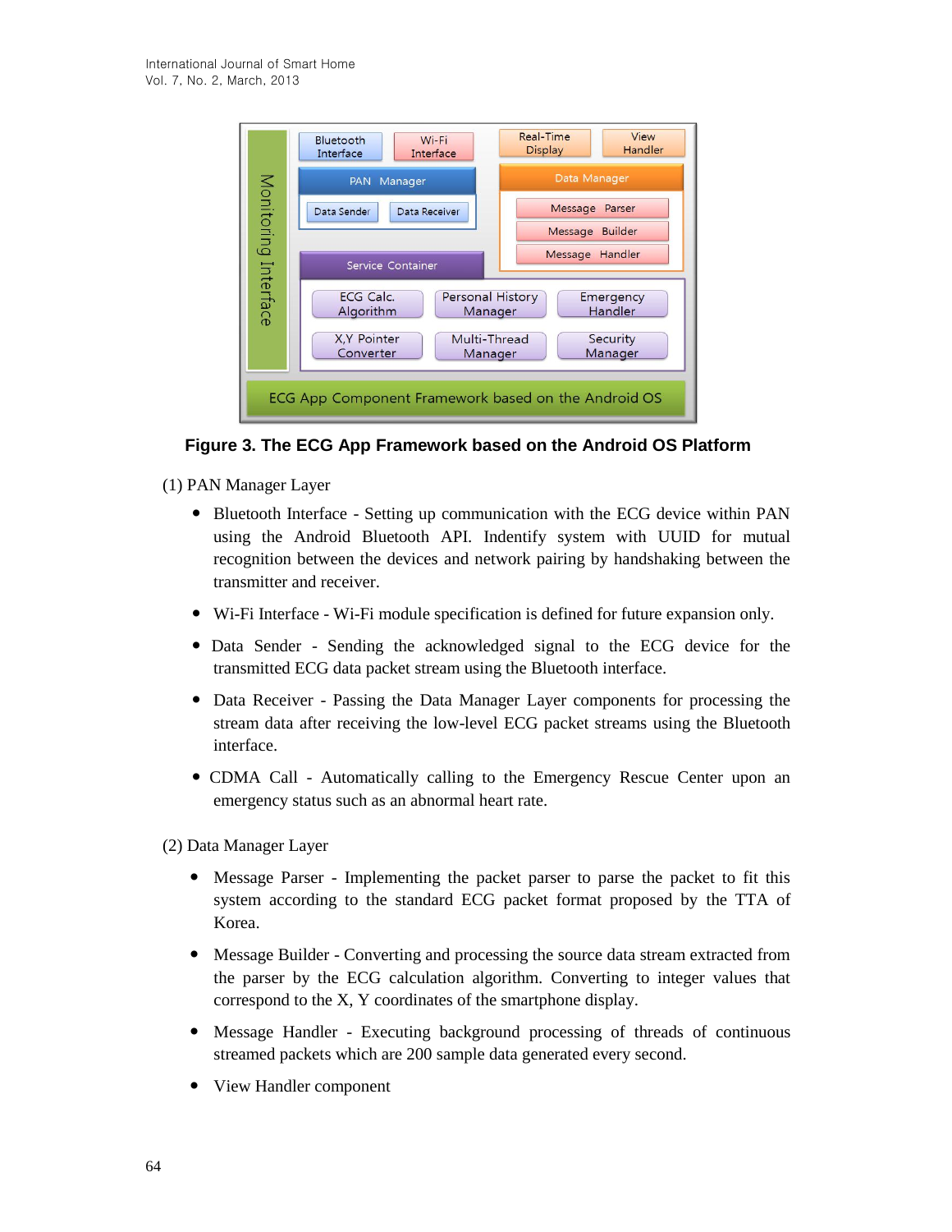Figure 3. The ECG App Framework based on the Android OS Platform

(1) PAN Manager Layer

- Bluetooth Interface - Setting up communication with the ECG device within PAN using the Android Bluetooth API. Indentify system with UUID for mutual recognition between the devices and network pairing by handshaking between the transmitter and receiver.
- Wi-Fi Interface - Wi-Fi module specification is defined for future expansion only.
- Data Sender - Sending the acknowledged signal to the ECG device for the transmitted ECG data packet stream using the Bluetooth interface.
- Data Receiver - Passing the Data Manager Layer components for processing the stream data after receiving the low-level ECG packet streams using the Bluetooth interface.
- CDMA Call - Automatically calling to the Emergency Rescue Center upon an emergency status such as an abnormal heart rate.

(2) Data Manager Layer

- Message Parser - Implementing the packet parser to parse the packet to fit this system according to the standard ECG packet format proposed by the TTA of Korea.
- Message Builder - Converting and processing the source data stream extracted from the parser by the ECG calculation algorithm. Converting to integer values that correspond to the X, Y coordinates of the smartphone display.
- Message Handler - Executing background processing of threads of continuous streamed packets which are 200 sample data generated every second.
- View Handler component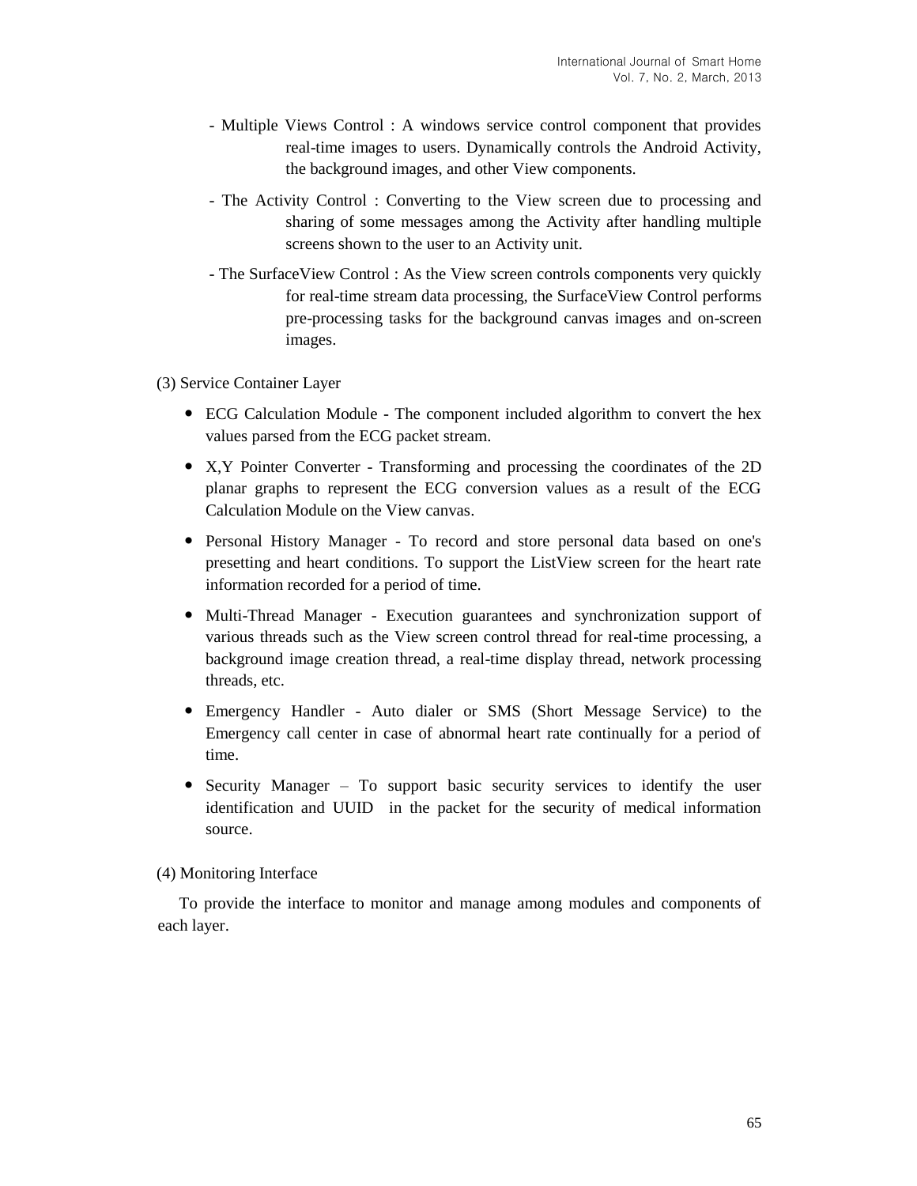- Multiple Views Control : A windows service control component that provides real-time images to users. Dynamically controls the Android Activity, the background images, and other View components.

- The Activity Control : Converting to the View screen due to processing and sharing of some messages among the Activity after handling multiple screens shown to the user to an Activity unit.

- The SurfaceView Control : As the View screen controls components very quickly for real-time stream data processing, the SurfaceView Control performs pre-processing tasks for the background canvas images and on-screen images.

(3) Service Container Layer

- ECG Calculation Module - The component included algorithm to convert the hex values parsed from the ECG packet stream.
- X,Y Pointer Converter - Transforming and processing the coordinates of the 2D planar graphs to represent the ECG conversion values as a result of the ECG Calculation Module on the View canvas.
- Personal History Manager - To record and store personal data based on one's presetting and heart conditions. To support the ListView screen for the heart rate information recorded for a period of time.
- Multi-Thread Manager - Execution guarantees and synchronization support of various threads such as the View screen control thread for real-time processing, a background image creation thread, a real-time display thread, network processing threads, etc.
- Emergency Handler - Auto dialer or SMS (Short Message Service) to the Emergency call center in case of abnormal heart rate continually for a period of time.
- Security Manager – To support basic security services to identify the user identification and UUID in the packet for the security of medical information source.

(4) Monitoring Interface

To provide the interface to monitor and manage among modules and components of each layer.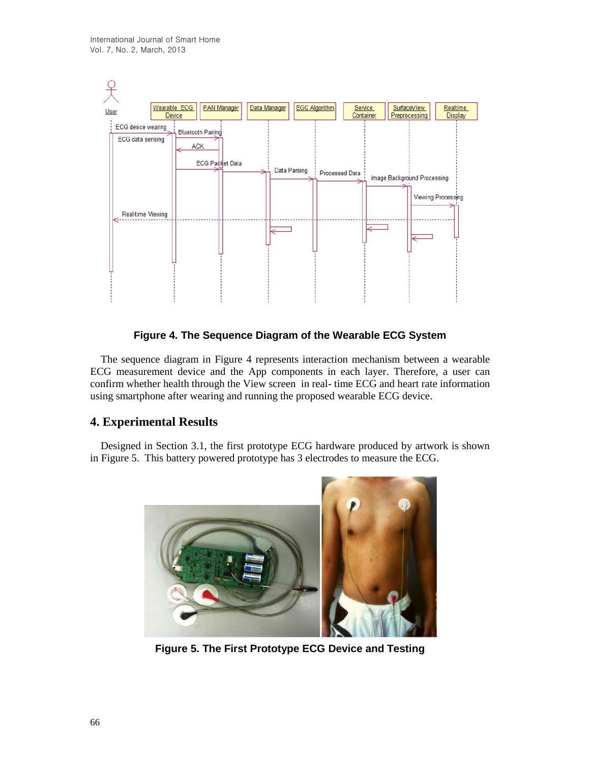**Figure 4. The Sequence Diagram of the Wearable ECG System**

The sequence diagram in Figure 4 represents interaction mechanism between a wearable ECG measurement device and the App components in each layer. Therefore, a user can confirm whether health through the View screen in real- time ECG and heart rate information using smartphone after wearing and running the proposed wearable ECG device.

## 4. Experimental Results

Designed in Section 3.1, the first prototype ECG hardware produced by artwork is shown in Figure 5. This battery powered prototype has 3 electrodes to measure the ECG.

**Figure 5. The First Prototype ECG Device and Testing**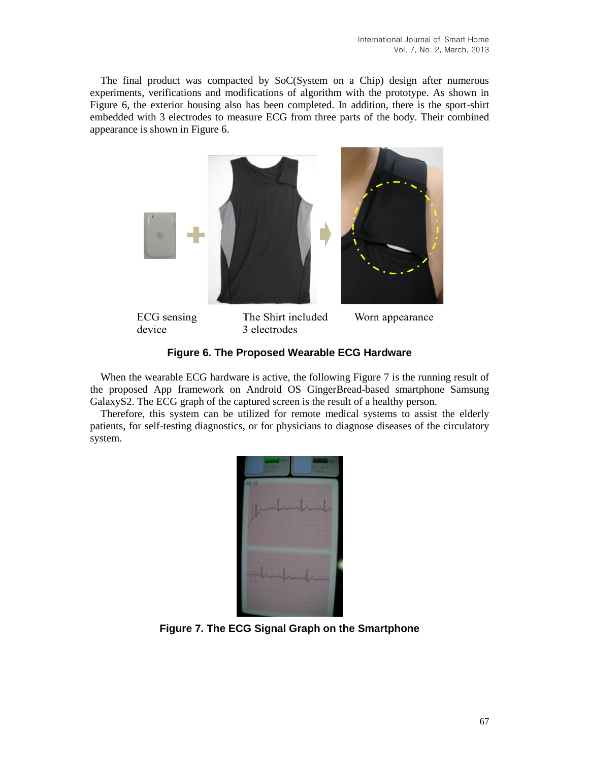The final product was compacted by SoC(System on a Chip) design after numerous experiments, verifications and modifications of algorithm with the prototype. As shown in Figure 6, the exterior housing also has been completed. In addition, there is the sport-shirt embedded with 3 electrodes to measure ECG from three parts of the body. Their combined appearance is shown in Figure 6.

ECG sensing device | The Shirt included 3 electrodes | Worn appearance

**Figure 6. The Proposed Wearable ECG Hardware**

When the wearable ECG hardware is active, the following Figure 7 is the running result of the proposed App framework on Android OS GingerBread-based smartphone Samsung GalaxyS2. The ECG graph of the captured screen is the result of a healthy person.

Therefore, this system can be utilized for remote medical systems to assist the elderly patients, for self-testing diagnostics, or for physicians to diagnose diseases of the circulatory system.

**Figure 7. The ECG Signal Graph on the Smartphone**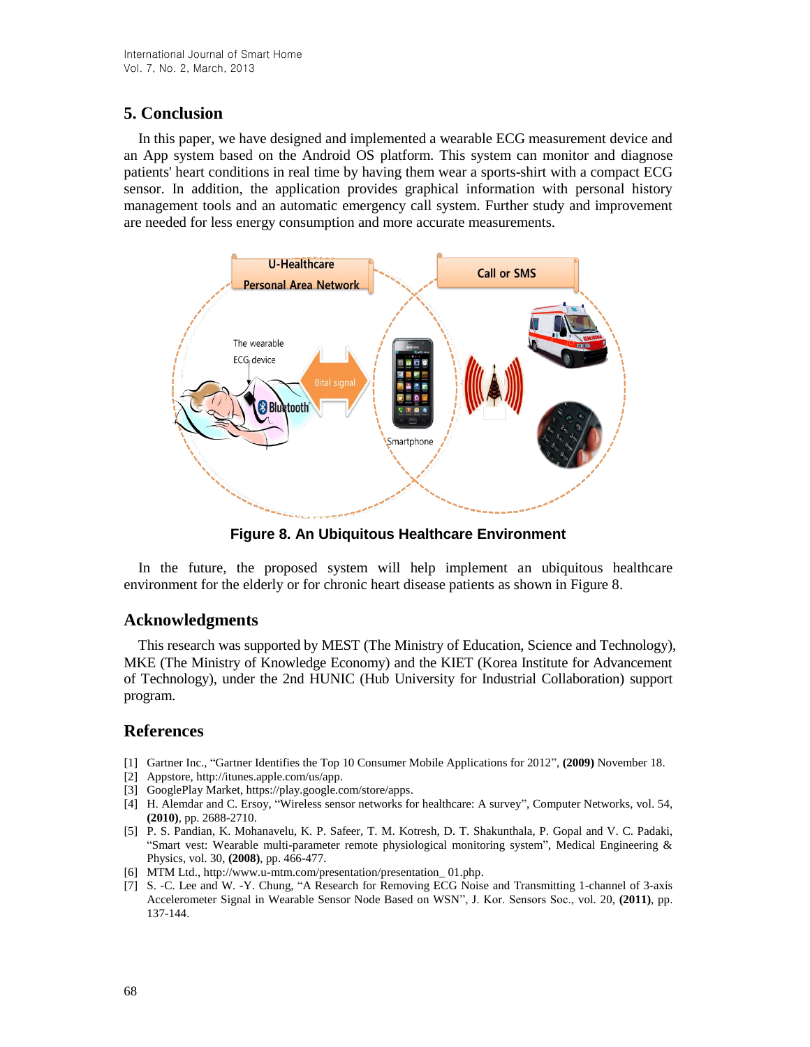## 5. Conclusion

In this paper, we have designed and implemented a wearable ECG measurement device and an App system based on the Android OS platform. This system can monitor and diagnose patients' heart conditions in real time by having them wear a sports-shirt with a compact ECG sensor. In addition, the application provides graphical information with personal history management tools and an automatic emergency call system. Further study and improvement are needed for less energy consumption and more accurate measurements.

**Figure 8. An Ubiquitous Healthcare Environment**

In the future, the proposed system will help implement an ubiquitous healthcare environment for the elderly or for chronic heart disease patients as shown in Figure 8.

## Acknowledgments

This research was supported by MEST (The Ministry of Education, Science and Technology), MKE (The Ministry of Knowledge Economy) and the KIET (Korea Institute for Advancement of Technology), under the 2nd HUNIC (Hub University for Industrial Collaboration) support program.

## References

[1] Gartner Inc., "Gartner Identifies the Top 10 Consumer Mobile Applications for 2012", **(2009)** November 18.

[2] Appstore, http://itunes.apple.com/us/app.

[3] GooglePlay Market, https://play.google.com/store/apps.

[4] H. Alemdar and C. Ersoy, "Wireless sensor networks for healthcare: A survey", Computer Networks, vol. 54, **(2010)**, pp. 2688-2710.

[5] P. S. Pandian, K. Mohanavelu, K. P. Safeer, T. M. Kotresh, D. T. Shakunthala, P. Gopal and V. C. Padaki, "Smart vest: Wearable multi-parameter remote physiological monitoring system", Medical Engineering & Physics, vol. 30, **(2008)**, pp. 466-477.

[6] MTM Ltd., http://www.u-mtm.com/presentation/presentation_ 01.php.

[7] S. -C. Lee and W. -Y. Chung, "A Research for Removing ECG Noise and Transmitting 1-channel of 3-axis Accelerometer Signal in Wearable Sensor Node Based on WSN", J. Kor. Sensors Soc., vol. 20, **(2011)**, pp. 137-144.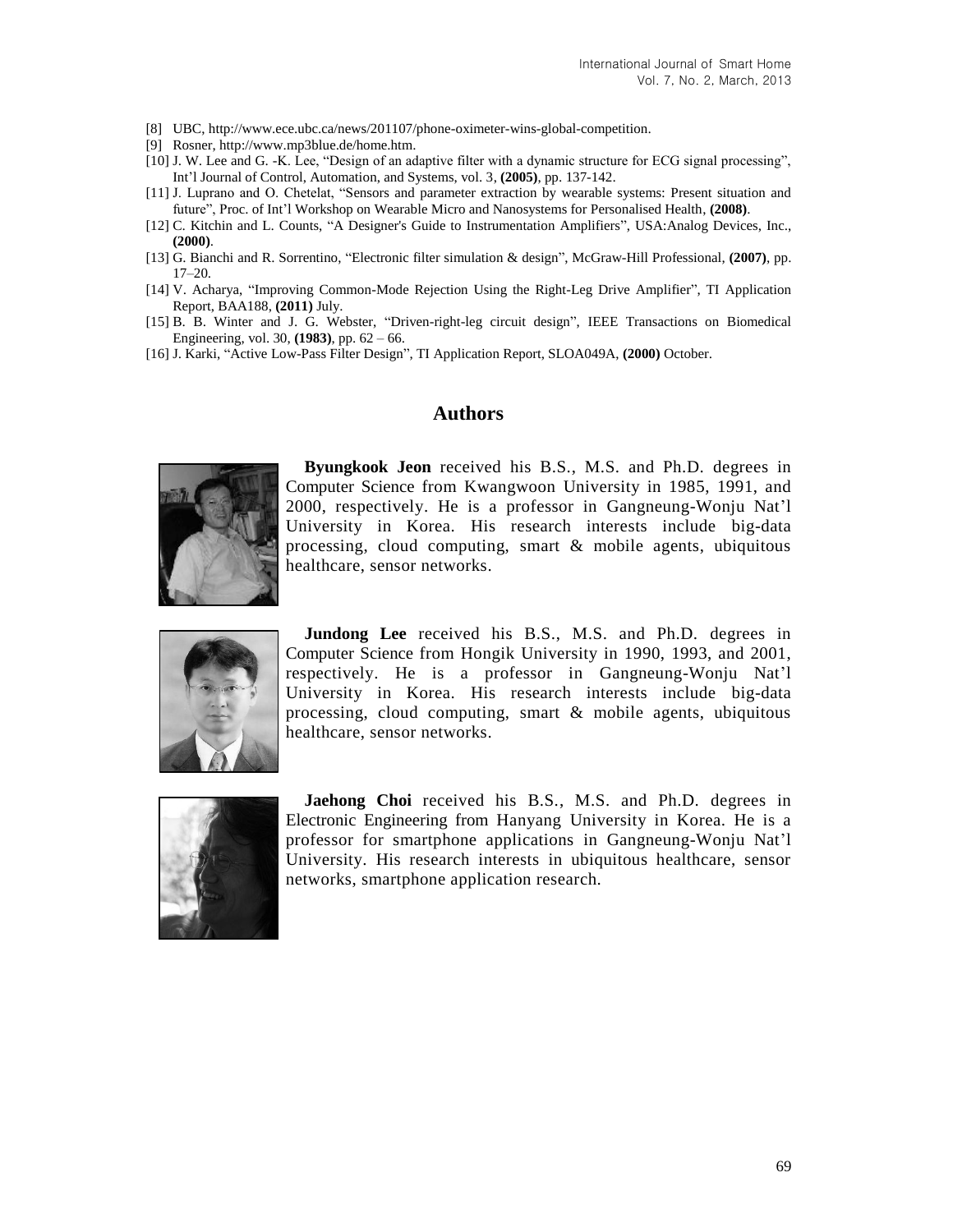[8] UBC, http://www.ece.ubc.ca/news/201107/phone-oximeter-wins-global-competition.

[9] Rosner, http://www.mp3blue.de/home.htm.

[10] J. W. Lee and G. -K. Lee, "Design of an adaptive filter with a dynamic structure for ECG signal processing", Int'l Journal of Control, Automation, and Systems, vol. 3, **(2005)**, pp. 137-142.

[11] J. Luprano and O. Chetelat, "Sensors and parameter extraction by wearable systems: Present situation and future", Proc. of Int'l Workshop on Wearable Micro and Nanosystems for Personalised Health, **(2008)**.

[12] C. Kitchin and L. Counts, "A Designer's Guide to Instrumentation Amplifiers", USA:Analog Devices, Inc., **(2000)**.

[13] G. Bianchi and R. Sorrentino, "Electronic filter simulation & design", McGraw-Hill Professional, **(2007)**, pp. 17–20.

[14] V. Acharya, "Improving Common-Mode Rejection Using the Right-Leg Drive Amplifier", TI Application Report, BAA188, **(2011)** July.

[15] B. B. Winter and J. G. Webster, "Driven-right-leg circuit design", IEEE Transactions on Biomedical Engineering, vol. 30, **(1983)**, pp. 62 – 66.

[16] J. Karki, "Active Low-Pass Filter Design", TI Application Report, SLOA049A, **(2000)** October.

## Authors

**Byungkook Jeon** received his B.S., M.S. and Ph.D. degrees in Computer Science from Kwangwoon University in 1985, 1991, and 2000, respectively. He is a professor in Gangneung-Wonju Nat'l University in Korea. His research interests include big-data processing, cloud computing, smart & mobile agents, ubiquitous healthcare, sensor networks.

**Jundong Lee** received his B.S., M.S. and Ph.D. degrees in Computer Science from Hongik University in 1990, 1993, and 2001, respectively. He is a professor in Gangneung-Wonju Nat'l University in Korea. His research interests include big-data processing, cloud computing, smart & mobile agents, ubiquitous healthcare, sensor networks.

**Jaehong Choi** received his B.S., M.S. and Ph.D. degrees in Electronic Engineering from Hanyang University in Korea. He is a professor for smartphone applications in Gangneung-Wonju Nat'l University. His research interests in ubiquitous healthcare, sensor networks, smartphone application research.